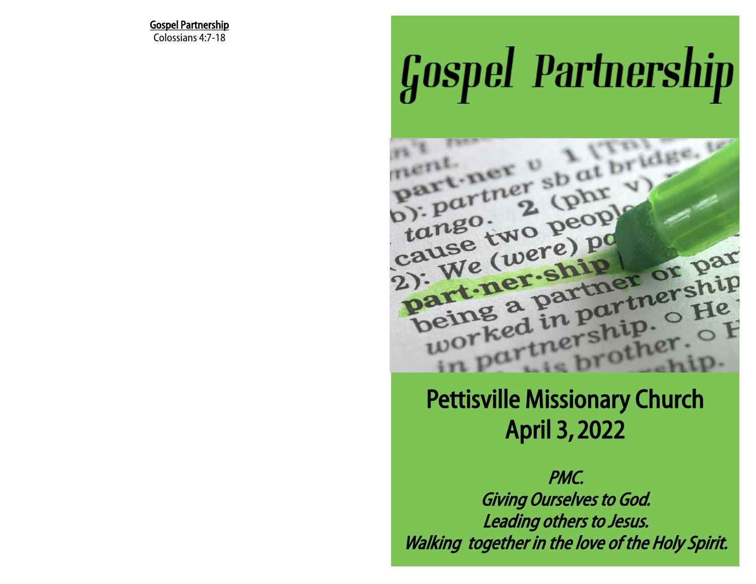**Gospel Partnership**
Colossians 4:7-18

# Gospel Partnership

## Pettisville Missionary Church
## April 3, 2022

*PMC.*
*Giving Ourselves to God.*
*Leading others to Jesus.*
*Walking together in the love of the Holy Spirit.*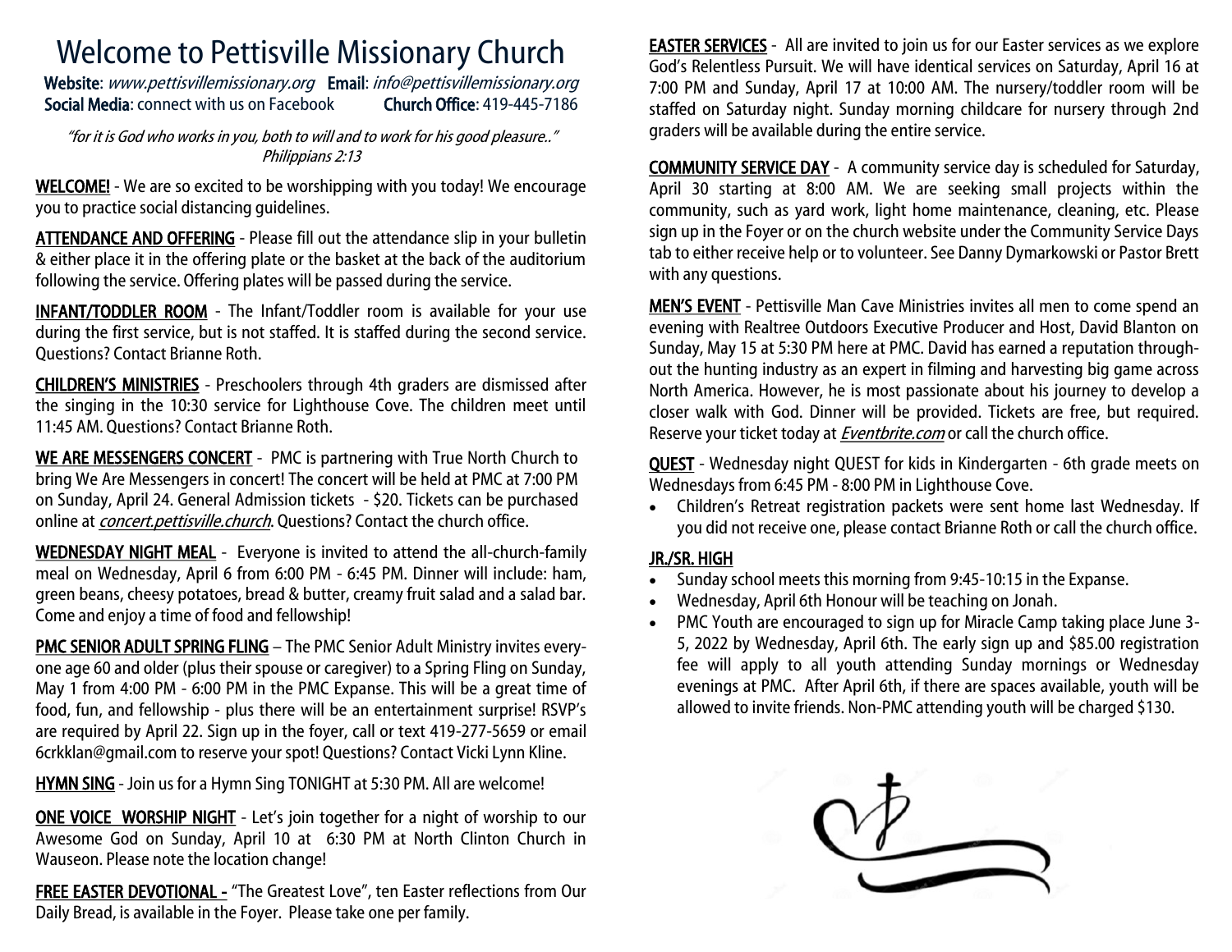# Welcome to Pettisville Missionary Church

**Website**: *www.pettisvillemissionary.org* **Email**: *info@pettisvillemissionary.org*
**Social Media**: connect with us on Facebook **Church Office**: 419-445-7186

*"for it is God who works in you, both to will and to work for his good pleasure.." Philippians 2:13*

**WELCOME!** - We are so excited to be worshipping with you today! We encourage you to practice social distancing guidelines.

**ATTENDANCE AND OFFERING** - Please fill out the attendance slip in your bulletin & either place it in the offering plate or the basket at the back of the auditorium following the service. Offering plates will be passed during the service.

**INFANT/TODDLER ROOM** - The Infant/Toddler room is available for your use during the first service, but is not staffed. It is staffed during the second service. Questions? Contact Brianne Roth.

**CHILDREN'S MINISTRIES** - Preschoolers through 4th graders are dismissed after the singing in the 10:30 service for Lighthouse Cove. The children meet until 11:45 AM. Questions? Contact Brianne Roth.

**WE ARE MESSENGERS CONCERT** - PMC is partnering with True North Church to bring We Are Messengers in concert! The concert will be held at PMC at 7:00 PM on Sunday, April 24. General Admission tickets - $20. Tickets can be purchased online at *concert.pettisville.church*. Questions? Contact the church office.

**WEDNESDAY NIGHT MEAL** - Everyone is invited to attend the all-church-family meal on Wednesday, April 6 from 6:00 PM - 6:45 PM. Dinner will include: ham, green beans, cheesy potatoes, bread & butter, creamy fruit salad and a salad bar. Come and enjoy a time of food and fellowship!

**PMC SENIOR ADULT SPRING FLING** – The PMC Senior Adult Ministry invites everyone age 60 and older (plus their spouse or caregiver) to a Spring Fling on Sunday, May 1 from 4:00 PM - 6:00 PM in the PMC Expanse. This will be a great time of food, fun, and fellowship - plus there will be an entertainment surprise! RSVP's are required by April 22. Sign up in the foyer, call or text 419-277-5659 or email 6crkklan@gmail.com to reserve your spot! Questions? Contact Vicki Lynn Kline.

**HYMN SING** - Join us for a Hymn Sing TONIGHT at 5:30 PM. All are welcome!

**ONE VOICE WORSHIP NIGHT** - Let's join together for a night of worship to our Awesome God on Sunday, April 10 at 6:30 PM at North Clinton Church in Wauseon. Please note the location change!

**FREE EASTER DEVOTIONAL -** "The Greatest Love", ten Easter reflections from Our Daily Bread, is available in the Foyer. Please take one per family.

**EASTER SERVICES** - All are invited to join us for our Easter services as we explore God's Relentless Pursuit. We will have identical services on Saturday, April 16 at 7:00 PM and Sunday, April 17 at 10:00 AM. The nursery/toddler room will be staffed on Saturday night. Sunday morning childcare for nursery through 2nd graders will be available during the entire service.

**COMMUNITY SERVICE DAY** - A community service day is scheduled for Saturday, April 30 starting at 8:00 AM. We are seeking small projects within the community, such as yard work, light home maintenance, cleaning, etc. Please sign up in the Foyer or on the church website under the Community Service Days tab to either receive help or to volunteer. See Danny Dymarkowski or Pastor Brett with any questions.

**MEN'S EVENT** - Pettisville Man Cave Ministries invites all men to come spend an evening with Realtree Outdoors Executive Producer and Host, David Blanton on Sunday, May 15 at 5:30 PM here at PMC. David has earned a reputation throughout the hunting industry as an expert in filming and harvesting big game across North America. However, he is most passionate about his journey to develop a closer walk with God. Dinner will be provided. Tickets are free, but required. Reserve your ticket today at *Eventbrite.com* or call the church office.

**QUEST** - Wednesday night QUEST for kids in Kindergarten - 6th grade meets on Wednesdays from 6:45 PM - 8:00 PM in Lighthouse Cove.

- Children's Retreat registration packets were sent home last Wednesday. If you did not receive one, please contact Brianne Roth or call the church office.

**JR./SR. HIGH**

- Sunday school meets this morning from 9:45-10:15 in the Expanse.
- Wednesday, April 6th Honour will be teaching on Jonah.
- PMC Youth are encouraged to sign up for Miracle Camp taking place June 3-5, 2022 by Wednesday, April 6th. The early sign up and $85.00 registration fee will apply to all youth attending Sunday mornings or Wednesday evenings at PMC. After April 6th, if there are spaces available, youth will be allowed to invite friends. Non-PMC attending youth will be charged $130.